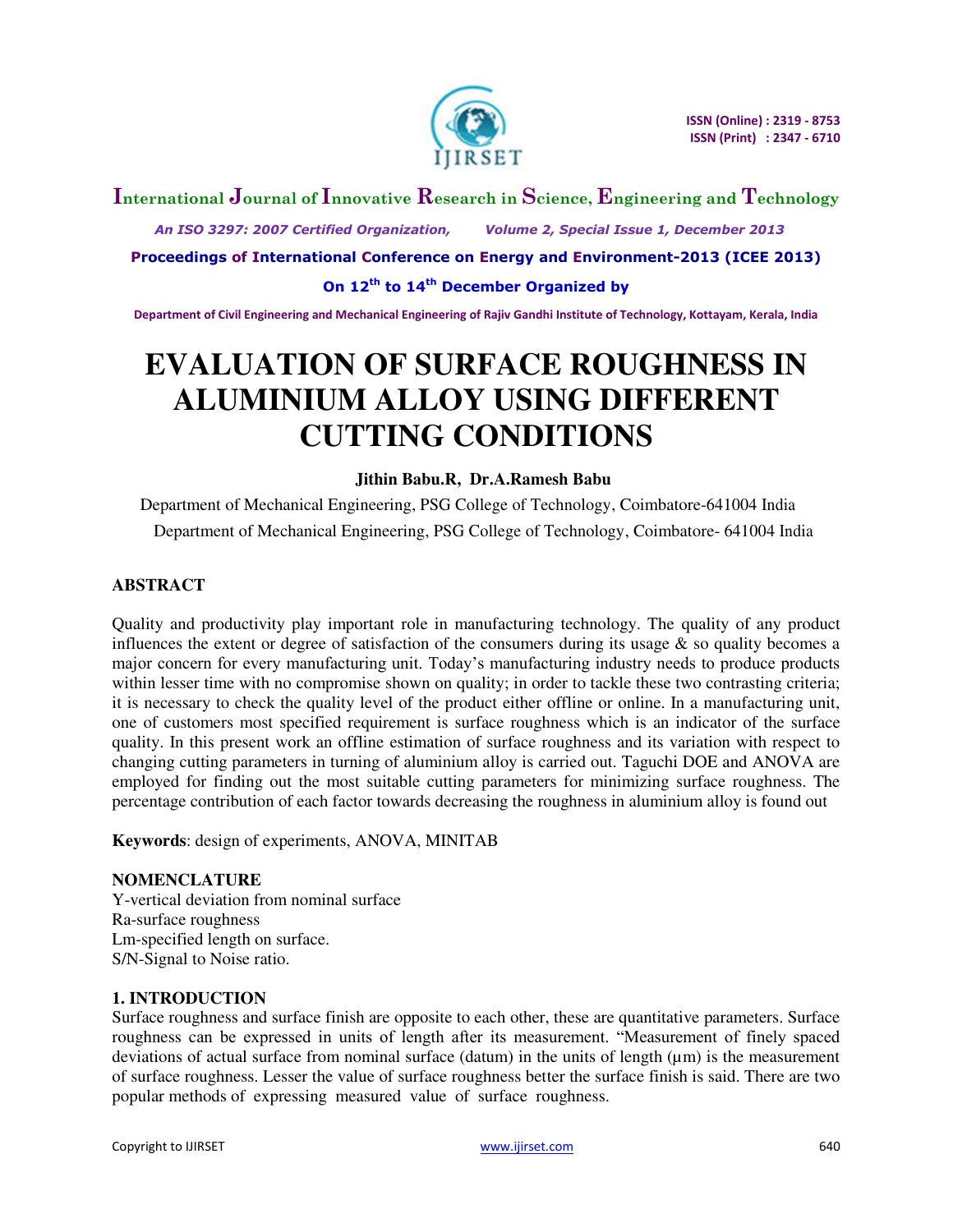# EVALUATION OF SURFACE ROUGHNESS IN ALUMINIUM ALLOY USING DIFFERENT CUTTING CONDITIONS

**Jithin Babu.R, Dr.A.Ramesh Babu**

Department of Mechanical Engineering, PSG College of Technology, Coimbatore-641004 India

Department of Mechanical Engineering, PSG College of Technology, Coimbatore- 641004 India

## ABSTRACT

Quality and productivity play important role in manufacturing technology. The quality of any product influences the extent or degree of satisfaction of the consumers during its usage & so quality becomes a major concern for every manufacturing unit. Today's manufacturing industry needs to produce products within lesser time with no compromise shown on quality; in order to tackle these two contrasting criteria; it is necessary to check the quality level of the product either offline or online. In a manufacturing unit, one of customers most specified requirement is surface roughness which is an indicator of the surface quality. In this present work an offline estimation of surface roughness and its variation with respect to changing cutting parameters in turning of aluminium alloy is carried out. Taguchi DOE and ANOVA are employed for finding out the most suitable cutting parameters for minimizing surface roughness. The percentage contribution of each factor towards decreasing the roughness in aluminium alloy is found out

**Keywords**: design of experiments, ANOVA, MINITAB

**NOMENCLATURE**

Y-vertical deviation from nominal surface

Ra-surface roughness

Lm-specified length on surface.

S/N-Signal to Noise ratio.

## 1. INTRODUCTION

Surface roughness and surface finish are opposite to each other, these are quantitative parameters. Surface roughness can be expressed in units of length after its measurement. "Measurement of finely spaced deviations of actual surface from nominal surface (datum) in the units of length (μm) is the measurement of surface roughness. Lesser the value of surface roughness better the surface finish is said. There are two popular methods of expressing measured value of surface roughness.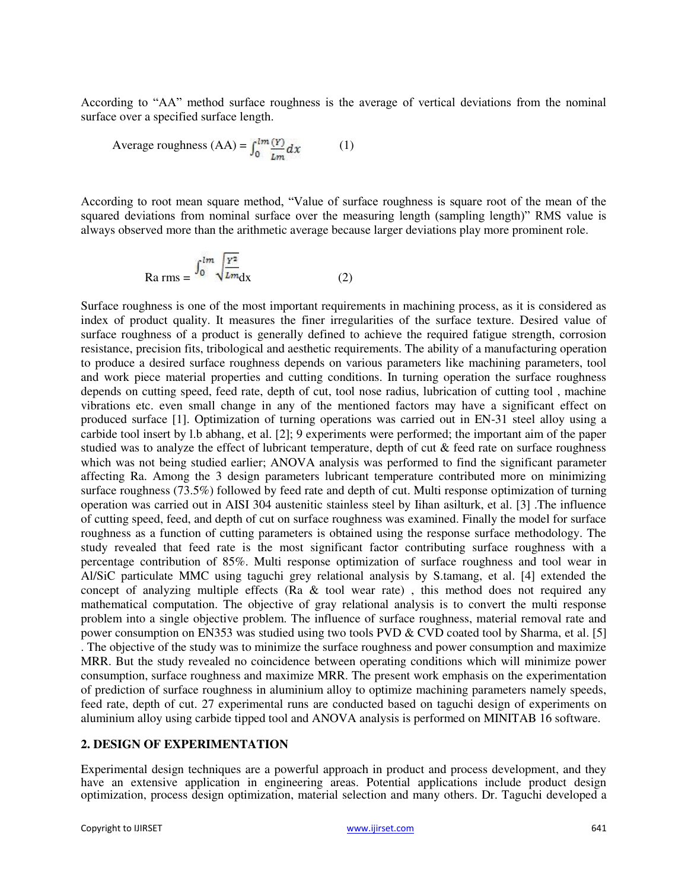According to “AA” method surface roughness is the average of vertical deviations from the nominal surface over a specified surface length.

$$\text{Average roughness (AA)} = \int_0^{lm} \frac{(Y)}{Lm} dx \qquad (1)$$

According to root mean square method, “Value of surface roughness is square root of the mean of the squared deviations from nominal surface over the measuring length (sampling length)” RMS value is always observed more than the arithmetic average because larger deviations play more prominent role.

$$\text{Ra rms} = \int_0^{lm} \sqrt{\frac{Y^2}{Lm}} dx \qquad (2)$$

Surface roughness is one of the most important requirements in machining process, as it is considered as index of product quality. It measures the finer irregularities of the surface texture. Desired value of surface roughness of a product is generally defined to achieve the required fatigue strength, corrosion resistance, precision fits, tribological and aesthetic requirements. The ability of a manufacturing operation to produce a desired surface roughness depends on various parameters like machining parameters, tool and work piece material properties and cutting conditions. In turning operation the surface roughness depends on cutting speed, feed rate, depth of cut, tool nose radius, lubrication of cutting tool , machine vibrations etc. even small change in any of the mentioned factors may have a significant effect on produced surface [1]. Optimization of turning operations was carried out in EN-31 steel alloy using a carbide tool insert by l.b abhang, et al. [2]; 9 experiments were performed; the important aim of the paper studied was to analyze the effect of lubricant temperature, depth of cut & feed rate on surface roughness which was not being studied earlier; ANOVA analysis was performed to find the significant parameter affecting Ra. Among the 3 design parameters lubricant temperature contributed more on minimizing surface roughness (73.5%) followed by feed rate and depth of cut. Multi response optimization of turning operation was carried out in AISI 304 austenitic stainless steel by Iihan asilturk, et al. [3] .The influence of cutting speed, feed, and depth of cut on surface roughness was examined. Finally the model for surface roughness as a function of cutting parameters is obtained using the response surface methodology. The study revealed that feed rate is the most significant factor contributing surface roughness with a percentage contribution of 85%. Multi response optimization of surface roughness and tool wear in Al/SiC particulate MMC using taguchi grey relational analysis by S.tamang, et al. [4] extended the concept of analyzing multiple effects (Ra & tool wear rate) , this method does not required any mathematical computation. The objective of gray relational analysis is to convert the multi response problem into a single objective problem. The influence of surface roughness, material removal rate and power consumption on EN353 was studied using two tools PVD & CVD coated tool by Sharma, et al. [5] . The objective of the study was to minimize the surface roughness and power consumption and maximize MRR. But the study revealed no coincidence between operating conditions which will minimize power consumption, surface roughness and maximize MRR. The present work emphasis on the experimentation of prediction of surface roughness in aluminium alloy to optimize machining parameters namely speeds, feed rate, depth of cut. 27 experimental runs are conducted based on taguchi design of experiments on aluminium alloy using carbide tipped tool and ANOVA analysis is performed on MINITAB 16 software.

## 2. DESIGN OF EXPERIMENTATION

Experimental design techniques are a powerful approach in product and process development, and they have an extensive application in engineering areas. Potential applications include product design optimization, process design optimization, material selection and many others. Dr. Taguchi developed a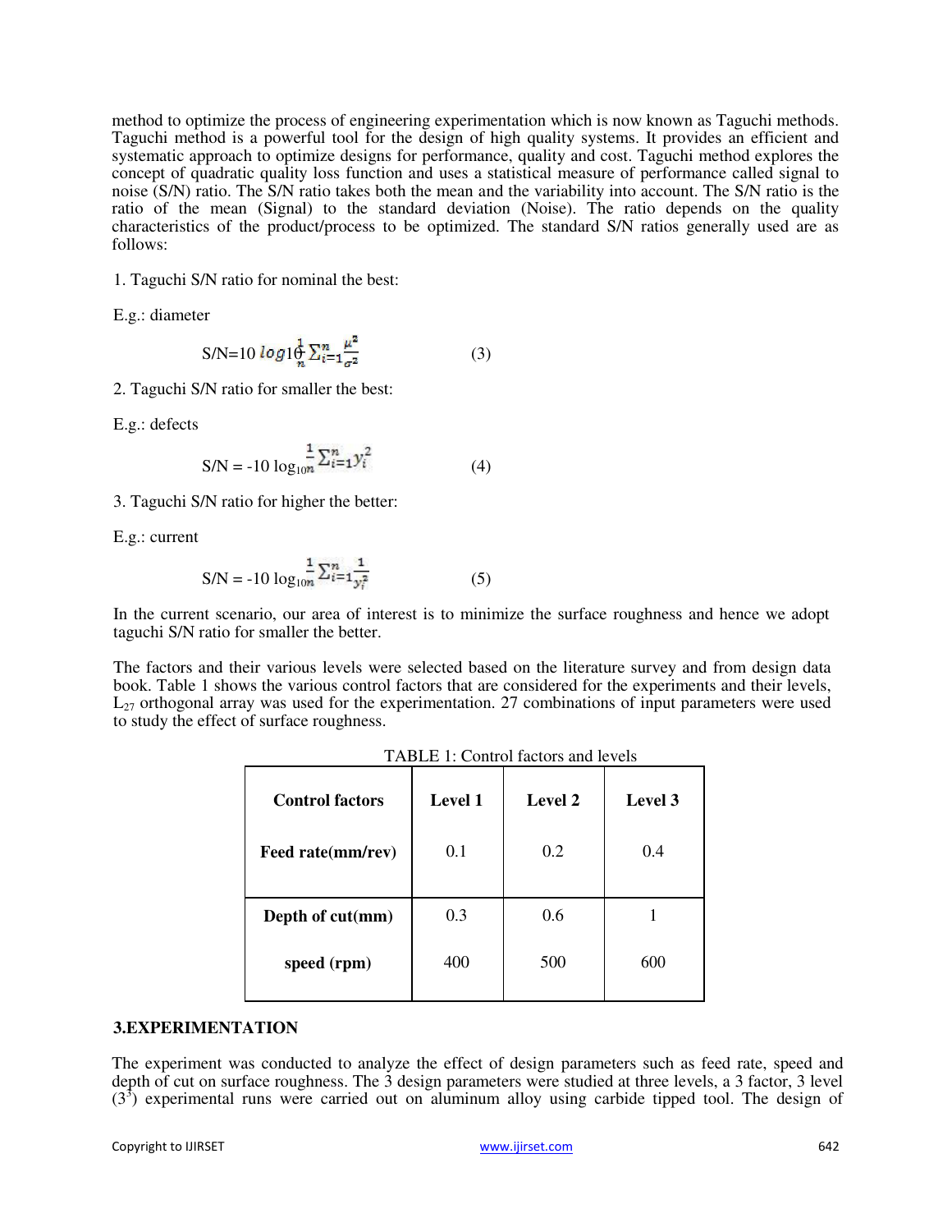method to optimize the process of engineering experimentation which is now known as Taguchi methods. Taguchi method is a powerful tool for the design of high quality systems. It provides an efficient and systematic approach to optimize designs for performance, quality and cost. Taguchi method explores the concept of quadratic quality loss function and uses a statistical measure of performance called signal to noise (S/N) ratio. The S/N ratio takes both the mean and the variability into account. The S/N ratio is the ratio of the mean (Signal) to the standard deviation (Noise). The ratio depends on the quality characteristics of the product/process to be optimized. The standard S/N ratios generally used are as follows:

1. Taguchi S/N ratio for nominal the best:

E.g.: diameter

$$S/N = 10\ log_{10}\frac{1}{n}\sum_{i=1}^{n}\frac{\mu^2}{\sigma^2} \qquad (3)$$

2. Taguchi S/N ratio for smaller the best:

E.g.: defects

$$S/N = -10\ \log_{10}\frac{1}{n}\sum_{i=1}^{n}y_i^2 \qquad (4)$$

3. Taguchi S/N ratio for higher the better:

E.g.: current

$$S/N = -10\ \log_{10}\frac{1}{n}\sum_{i=1}^{n}\frac{1}{y_i^2} \qquad (5)$$

In the current scenario, our area of interest is to minimize the surface roughness and hence we adopt taguchi S/N ratio for smaller the better.

The factors and their various levels were selected based on the literature survey and from design data book. Table 1 shows the various control factors that are considered for the experiments and their levels, $L_{27}$ orthogonal array was used for the experimentation. 27 combinations of input parameters were used to study the effect of surface roughness.

TABLE 1: Control factors and levels

| Control factors | Level 1 | Level 2 | Level 3 |
|---|---|---|---|
| **Feed rate(mm/rev)** | 0.1 | 0.2 | 0.4 |
| **Depth of cut(mm)** | 0.3 | 0.6 | 1 |
| **speed (rpm)** | 400 | 500 | 600 |

## 3.EXPERIMENTATION

The experiment was conducted to analyze the effect of design parameters such as feed rate, speed and depth of cut on surface roughness. The 3 design parameters were studied at three levels, a 3 factor, 3 level ($3^3$) experimental runs were carried out on aluminum alloy using carbide tipped tool. The design of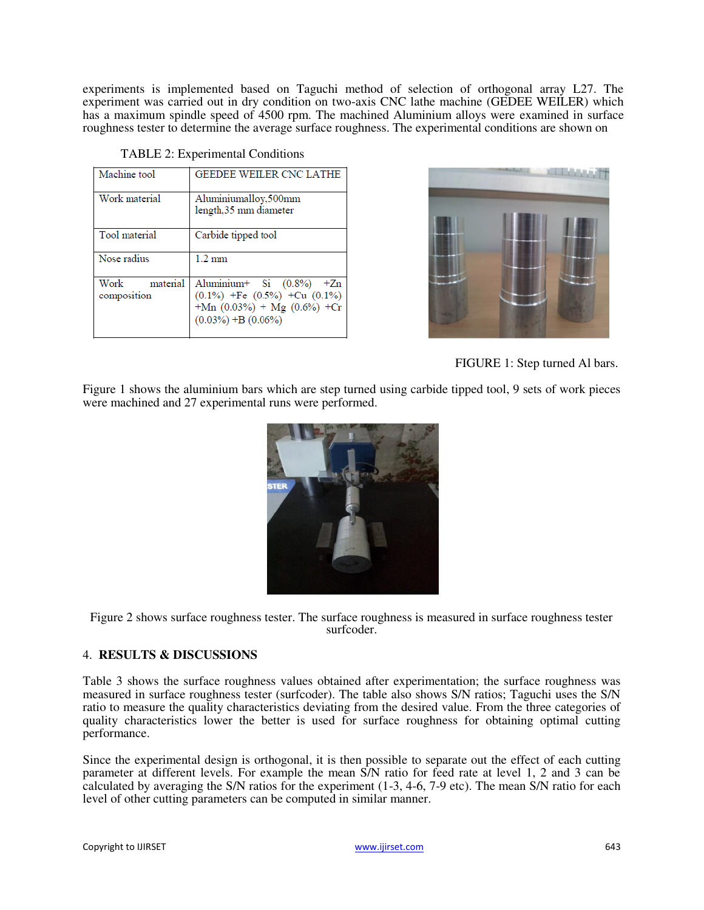experiments is implemented based on Taguchi method of selection of orthogonal array L27. The experiment was carried out in dry condition on two-axis CNC lathe machine (GEDEE WEILER) which has a maximum spindle speed of 4500 rpm. The machined Aluminium alloys were examined in surface roughness tester to determine the average surface roughness. The experimental conditions are shown on

TABLE 2: Experimental Conditions

| Machine tool | GEDEE WEILER CNC LATHE |
|---|---|
| Work material | Aluminiumalloy,500mm length,35 mm diameter |
| Tool material | Carbide tipped tool |
| Nose radius | 1.2 mm |
| Work material composition | Aluminium+ Si (0.8%) +Zn (0.1%) +Fe (0.5%) +Cu (0.1%) +Mn (0.03%) + Mg (0.6%) +Cr (0.03%) +B (0.06%) |

FIGURE 1: Step turned Al bars.

Figure 1 shows the aluminium bars which are step turned using carbide tipped tool, 9 sets of work pieces were machined and 27 experimental runs were performed.

Figure 2 shows surface roughness tester. The surface roughness is measured in surface roughness tester surfcoder.

## 4. RESULTS & DISCUSSIONS

Table 3 shows the surface roughness values obtained after experimentation; the surface roughness was measured in surface roughness tester (surfcoder). The table also shows S/N ratios; Taguchi uses the S/N ratio to measure the quality characteristics deviating from the desired value. From the three categories of quality characteristics lower the better is used for surface roughness for obtaining optimal cutting performance.

Since the experimental design is orthogonal, it is then possible to separate out the effect of each cutting parameter at different levels. For example the mean S/N ratio for feed rate at level 1, 2 and 3 can be calculated by averaging the S/N ratios for the experiment (1-3, 4-6, 7-9 etc). The mean S/N ratio for each level of other cutting parameters can be computed in similar manner.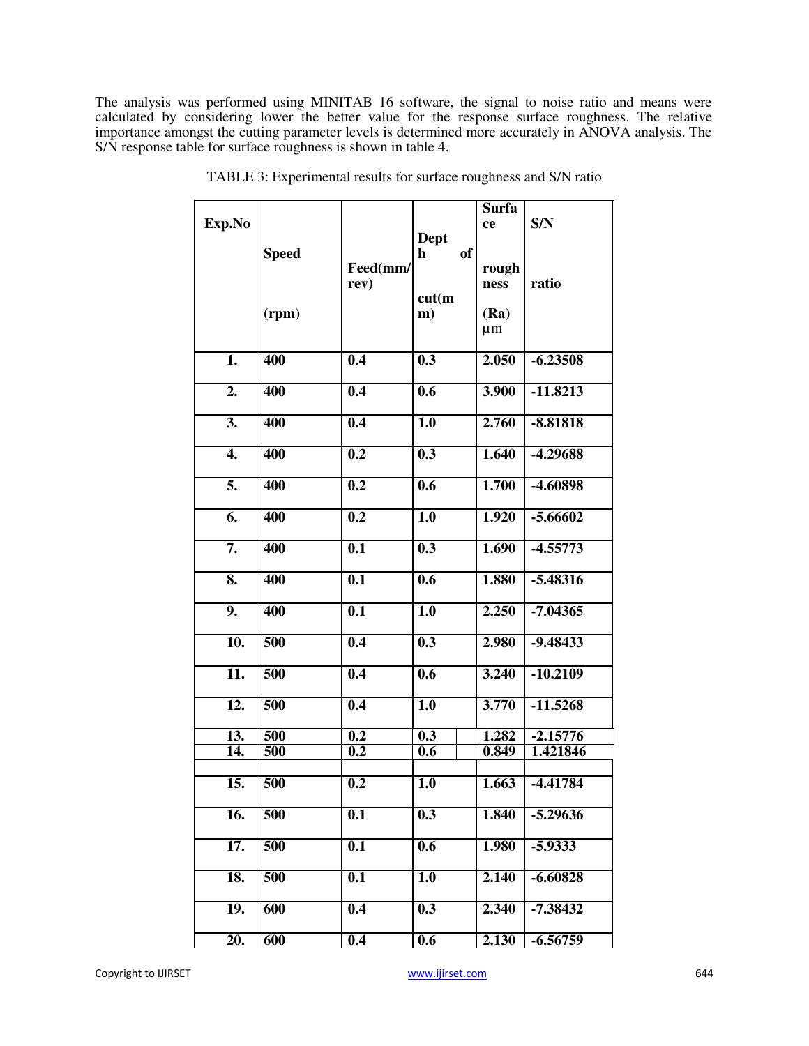The analysis was performed using MINITAB 16 software, the signal to noise ratio and means were calculated by considering lower the better value for the response surface roughness. The relative importance amongst the cutting parameter levels is determined more accurately in ANOVA analysis. The S/N response table for surface roughness is shown in table 4.

TABLE 3: Experimental results for surface roughness and S/N ratio

| Exp.No | Speed (rpm) | Feed(mm/rev) | Depth of cut(mm) | Surface roughness (Ra) μm | S/N ratio |
|---|---|---|---|---|---|
| 1. | 400 | 0.4 | 0.3 | 2.050 | -6.23508 |
| 2. | 400 | 0.4 | 0.6 | 3.900 | -11.8213 |
| 3. | 400 | 0.4 | 1.0 | 2.760 | -8.81818 |
| 4. | 400 | 0.2 | 0.3 | 1.640 | -4.29688 |
| 5. | 400 | 0.2 | 0.6 | 1.700 | -4.60898 |
| 6. | 400 | 0.2 | 1.0 | 1.920 | -5.66602 |
| 7. | 400 | 0.1 | 0.3 | 1.690 | -4.55773 |
| 8. | 400 | 0.1 | 0.6 | 1.880 | -5.48316 |
| 9. | 400 | 0.1 | 1.0 | 2.250 | -7.04365 |
| 10. | 500 | 0.4 | 0.3 | 2.980 | -9.48433 |
| 11. | 500 | 0.4 | 0.6 | 3.240 | -10.2109 |
| 12. | 500 | 0.4 | 1.0 | 3.770 | -11.5268 |
| 13. | 500 | 0.2 | 0.3 | 1.282 | -2.15776 |
| 14. | 500 | 0.2 | 0.6 | 0.849 | 1.421846 |
| 15. | 500 | 0.2 | 1.0 | 1.663 | -4.41784 |
| 16. | 500 | 0.1 | 0.3 | 1.840 | -5.29636 |
| 17. | 500 | 0.1 | 0.6 | 1.980 | -5.9333 |
| 18. | 500 | 0.1 | 1.0 | 2.140 | -6.60828 |
| 19. | 600 | 0.4 | 0.3 | 2.340 | -7.38432 |
| 20. | 600 | 0.4 | 0.6 | 2.130 | -6.56759 |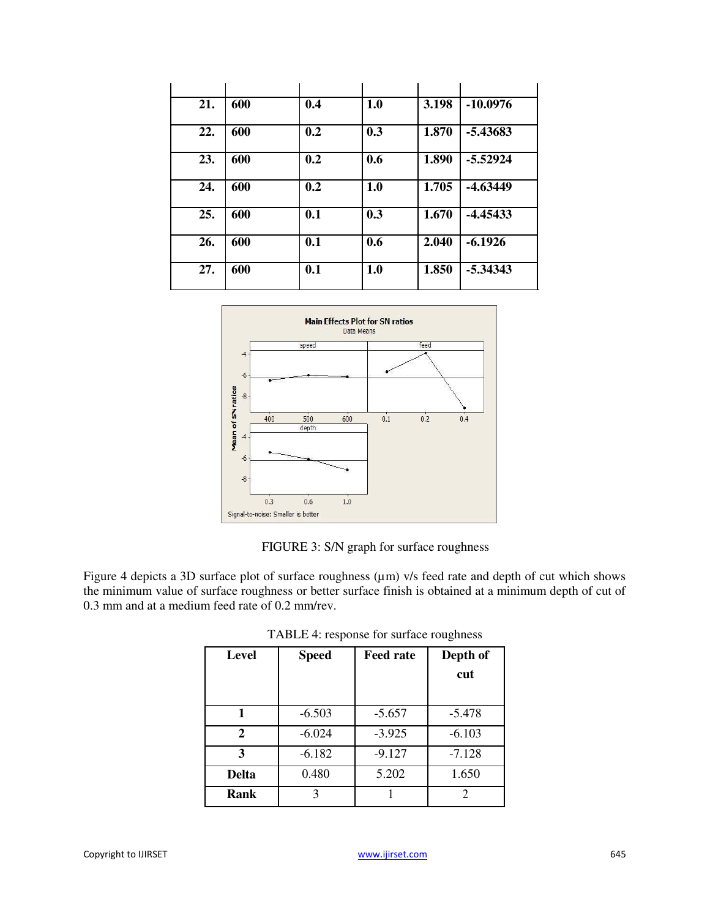| | | | | | |
|---|---|---|---|---|---|
| **21.** | **600** | **0.4** | **1.0** | **3.198** | **-10.0976** |
| **22.** | **600** | **0.2** | **0.3** | **1.870** | **-5.43683** |
| **23.** | **600** | **0.2** | **0.6** | **1.890** | **-5.52924** |
| **24.** | **600** | **0.2** | **1.0** | **1.705** | **-4.63449** |
| **25.** | **600** | **0.1** | **0.3** | **1.670** | **-4.45433** |
| **26.** | **600** | **0.1** | **0.6** | **2.040** | **-6.1926** |
| **27.** | **600** | **0.1** | **1.0** | **1.850** | **-5.34343** |

FIGURE 3: S/N graph for surface roughness

Figure 4 depicts a 3D surface plot of surface roughness (µm) v/s feed rate and depth of cut which shows the minimum value of surface roughness or better surface finish is obtained at a minimum depth of cut of 0.3 mm and at a medium feed rate of 0.2 mm/rev.

TABLE 4: response for surface roughness

| Level | Speed | Feed rate | Depth of cut |
|---|---|---|---|
| **1** | -6.503 | -5.657 | -5.478 |
| **2** | -6.024 | -3.925 | -6.103 |
| **3** | -6.182 | -9.127 | -7.128 |
| **Delta** | 0.480 | 5.202 | 1.650 |
| **Rank** | 3 | 1 | 2 |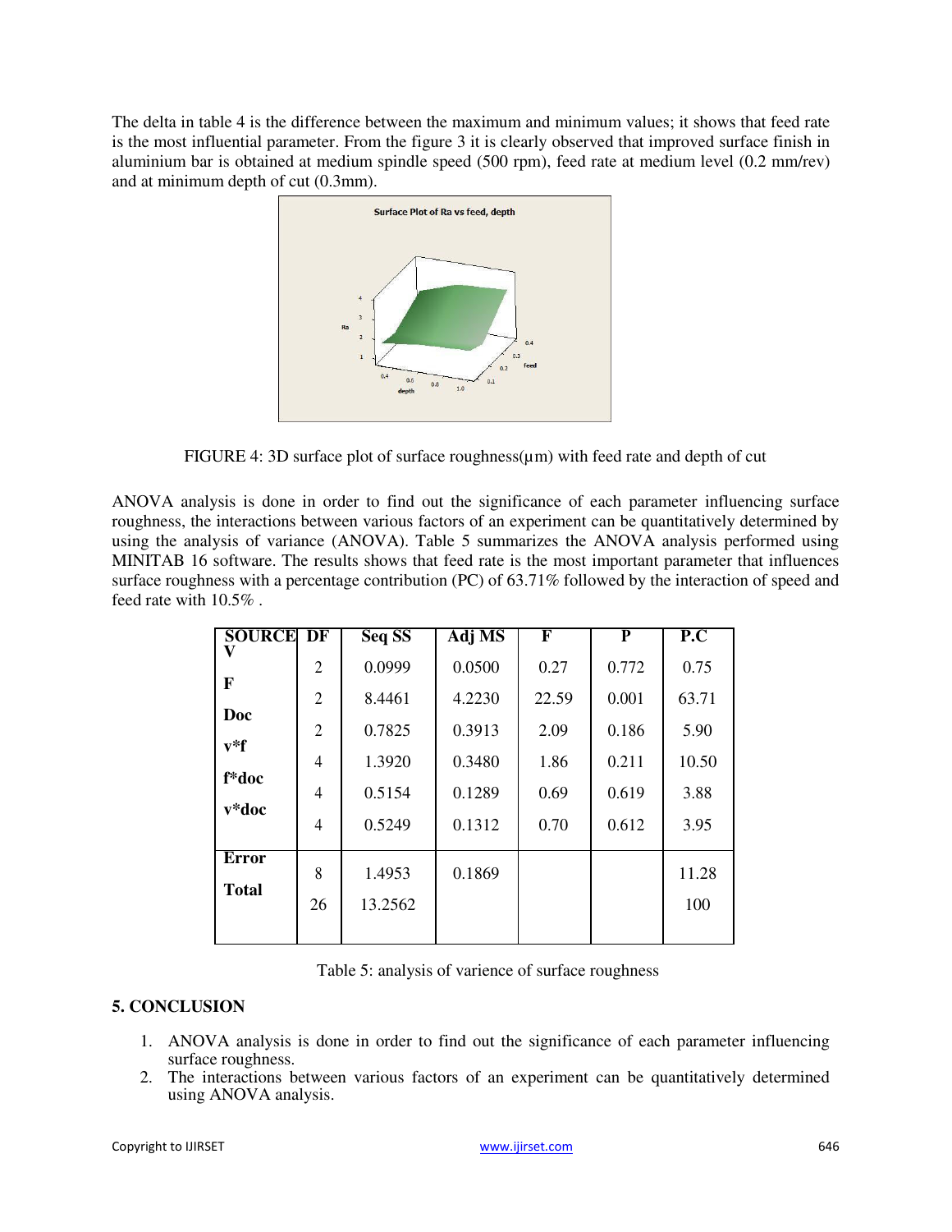The delta in table 4 is the difference between the maximum and minimum values; it shows that feed rate is the most influential parameter. From the figure 3 it is clearly observed that improved surface finish in aluminium bar is obtained at medium spindle speed (500 rpm), feed rate at medium level (0.2 mm/rev) and at minimum depth of cut (0.3mm).

FIGURE 4: 3D surface plot of surface roughness(μm) with feed rate and depth of cut

ANOVA analysis is done in order to find out the significance of each parameter influencing surface roughness, the interactions between various factors of an experiment can be quantitatively determined by using the analysis of variance (ANOVA). Table 5 summarizes the ANOVA analysis performed using MINITAB 16 software. The results shows that feed rate is the most important parameter that influences surface roughness with a percentage contribution (PC) of 63.71% followed by the interaction of speed and feed rate with 10.5% .

| SOURCE | DF | Seq SS | Adj MS | F | P | P.C |
|---|---|---|---|---|---|---|
| V | 2 | 0.0999 | 0.0500 | 0.27 | 0.772 | 0.75 |
| F | 2 | 8.4461 | 4.2230 | 22.59 | 0.001 | 63.71 |
| Doc | 2 | 0.7825 | 0.3913 | 2.09 | 0.186 | 5.90 |
| v*f | 4 | 1.3920 | 0.3480 | 1.86 | 0.211 | 10.50 |
| f*doc | 4 | 0.5154 | 0.1289 | 0.69 | 0.619 | 3.88 |
| v*doc | 4 | 0.5249 | 0.1312 | 0.70 | 0.612 | 3.95 |
| Error | 8 | 1.4953 | 0.1869 | | | 11.28 |
| Total | 26 | 13.2562 | | | | 100 |

Table 5: analysis of varience of surface roughness

## 5. CONCLUSION

1. ANOVA analysis is done in order to find out the significance of each parameter influencing surface roughness.
2. The interactions between various factors of an experiment can be quantitatively determined using ANOVA analysis.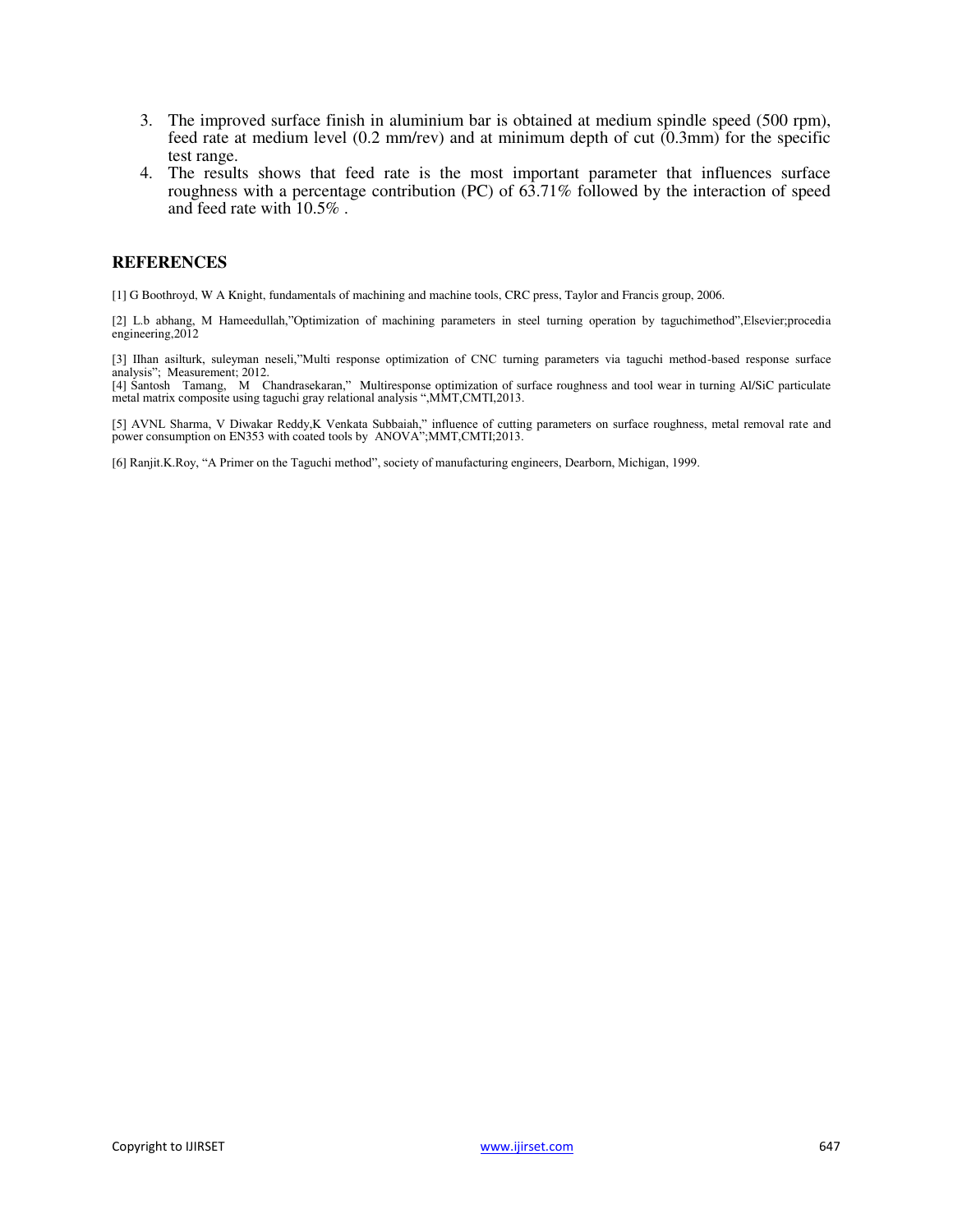3. The improved surface finish in aluminium bar is obtained at medium spindle speed (500 rpm), feed rate at medium level (0.2 mm/rev) and at minimum depth of cut (0.3mm) for the specific test range.
4. The results shows that feed rate is the most important parameter that influences surface roughness with a percentage contribution (PC) of 63.71% followed by the interaction of speed and feed rate with 10.5% .

## REFERENCES

[1] G Boothroyd, W A Knight, fundamentals of machining and machine tools, CRC press, Taylor and Francis group, 2006.

[2] L.b abhang, M Hameedullah,"Optimization of machining parameters in steel turning operation by taguchimethod",Elsevier;procedia engineering,2012

[3] IIhan asilturk, suleyman neseli,"Multi response optimization of CNC turning parameters via taguchi method-based response surface analysis"; Measurement; 2012.

[4] Santosh Tamang, M Chandrasekaran," Multiresponse optimization of surface roughness and tool wear in turning Al/SiC particulate metal matrix composite using taguchi gray relational analysis ",MMT,CMTI,2013.

[5] AVNL Sharma, V Diwakar Reddy,K Venkata Subbaiah," influence of cutting parameters on surface roughness, metal removal rate and power consumption on EN353 with coated tools by ANOVA";MMT,CMTI;2013.

[6] Ranjit.K.Roy, "A Primer on the Taguchi method", society of manufacturing engineers, Dearborn, Michigan, 1999.